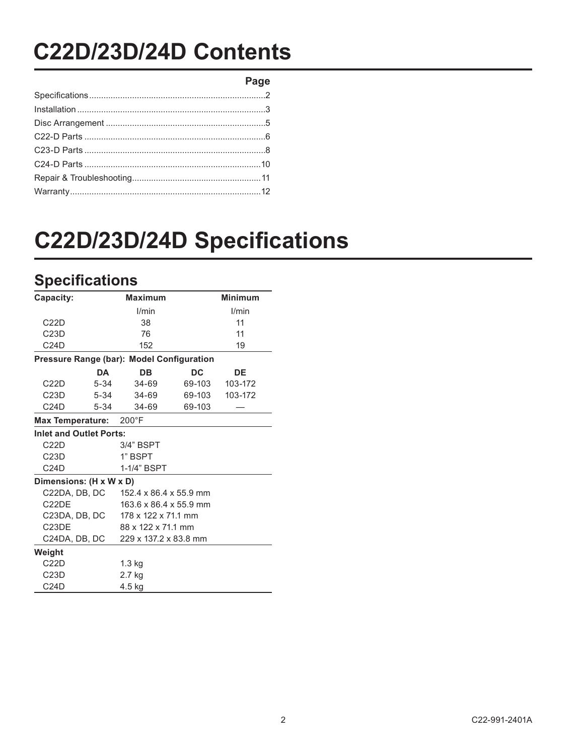# C22D/23D/24D Contents

| | Page |
|---|---|
| Specifications | 2 |
| Installation | 3 |
| Disc Arrangement | 5 |
| C22-D Parts | 6 |
| C23-D Parts | 8 |
| C24-D Parts | 10 |
| Repair & Troubleshooting | 11 |
| Warranty | 12 |

# C22D/23D/24D Specifications

## Specifications

| **Capacity:** | | **Maximum** | | **Minimum** |
|---|---|---|---|---|
| | | l/min | | l/min |
| C22D | | 38 | | 11 |
| C23D | | 76 | | 11 |
| C24D | | 152 | | 19 |
| **Pressure Range (bar): Model Configuration** | | | | |
| | **DA** | **DB** | **DC** | **DE** |
| C22D | 5-34 | 34-69 | 69-103 | 103-172 |
| C23D | 5-34 | 34-69 | 69-103 | 103-172 |
| C24D | 5-34 | 34-69 | 69-103 | — |
| **Max Temperature:** | 200°F | | | |
| **Inlet and Outlet Ports:** | | | | |
| C22D | 3/4" BSPT | | | |
| C23D | 1" BSPT | | | |
| C24D | 1-1/4" BSPT | | | |
| **Dimensions: (H x W x D)** | | | | |
| C22DA, DB, DC | 152.4 x 86.4 x 55.9 mm | | | |
| C22DE | 163.6 x 86.4 x 55.9 mm | | | |
| C23DA, DB, DC | 178 x 122 x 71.1 mm | | | |
| C23DE | 88 x 122 x 71.1 mm | | | |
| C24DA, DB, DC | 229 x 137.2 x 83.8 mm | | | |
| **Weight** | | | | |
| C22D | 1.3 kg | | | |
| C23D | 2.7 kg | | | |
| C24D | 4.5 kg | | | |

C22-991-2401A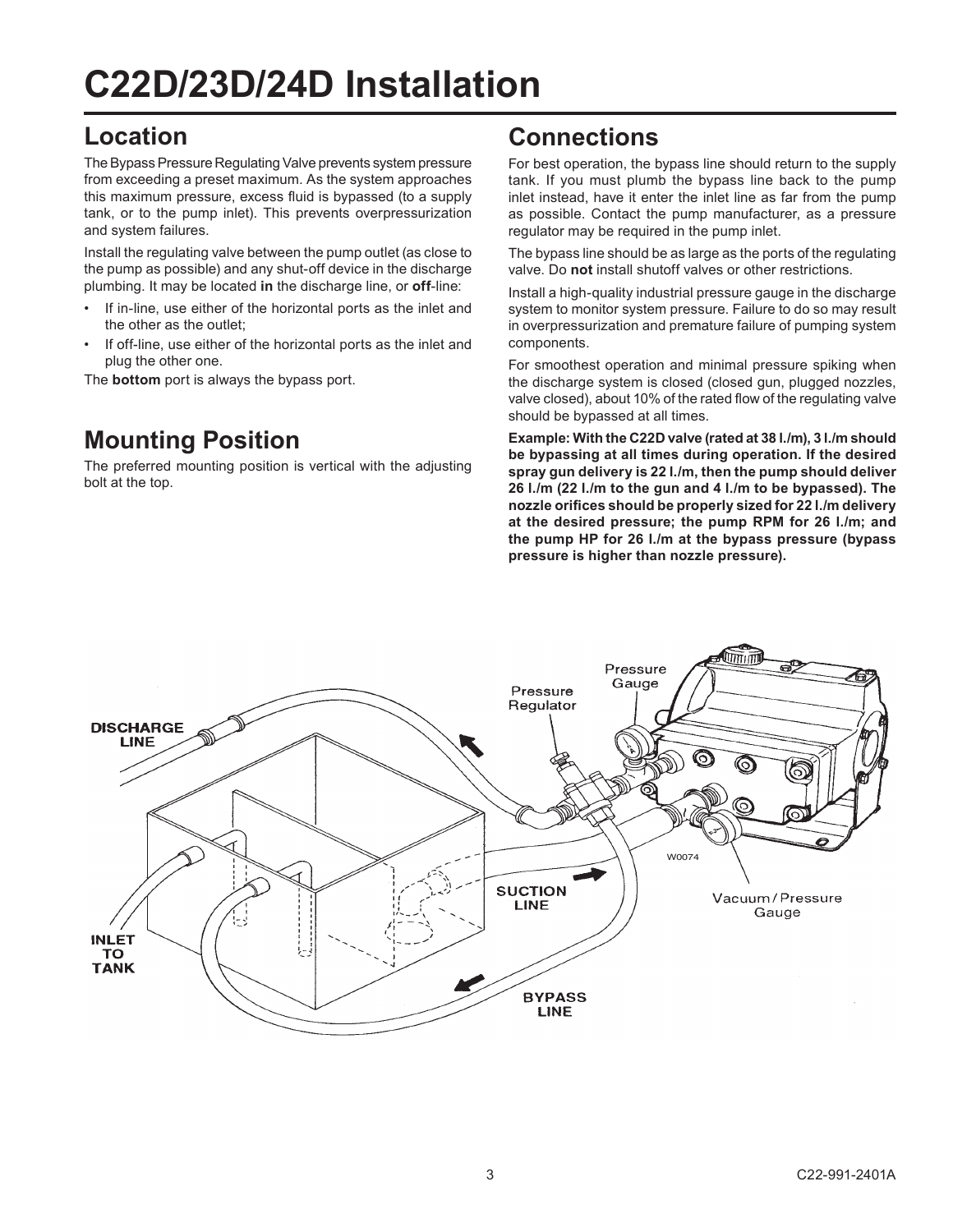# C22D/23D/24D Installation

## Location

The Bypass Pressure Regulating Valve prevents system pressure from exceeding a preset maximum. As the system approaches this maximum pressure, excess fluid is bypassed (to a supply tank, or to the pump inlet). This prevents overpressurization and system failures.

Install the regulating valve between the pump outlet (as close to the pump as possible) and any shut-off device in the discharge plumbing. It may be located **in** the discharge line, or **off**-line:

- If in-line, use either of the horizontal ports as the inlet and the other as the outlet;
- If off-line, use either of the horizontal ports as the inlet and plug the other one.

The **bottom** port is always the bypass port.

## Mounting Position

The preferred mounting position is vertical with the adjusting bolt at the top.

## Connections

For best operation, the bypass line should return to the supply tank. If you must plumb the bypass line back to the pump inlet instead, have it enter the inlet line as far from the pump as possible. Contact the pump manufacturer, as a pressure regulator may be required in the pump inlet.

The bypass line should be as large as the ports of the regulating valve. Do **not** install shutoff valves or other restrictions.

Install a high-quality industrial pressure gauge in the discharge system to monitor system pressure. Failure to do so may result in overpressurization and premature failure of pumping system components.

For smoothest operation and minimal pressure spiking when the discharge system is closed (closed gun, plugged nozzles, valve closed), about 10% of the rated flow of the regulating valve should be bypassed at all times.

**Example: With the C22D valve (rated at 38 l./m), 3 l./m should be bypassing at all times during operation. If the desired spray gun delivery is 22 l./m, then the pump should deliver 26 l./m (22 l./m to the gun and 4 l./m to be bypassed). The nozzle orifices should be properly sized for 22 l./m delivery at the desired pressure; the pump RPM for 26 l./m; and the pump HP for 26 l./m at the bypass pressure (bypass pressure is higher than nozzle pressure).**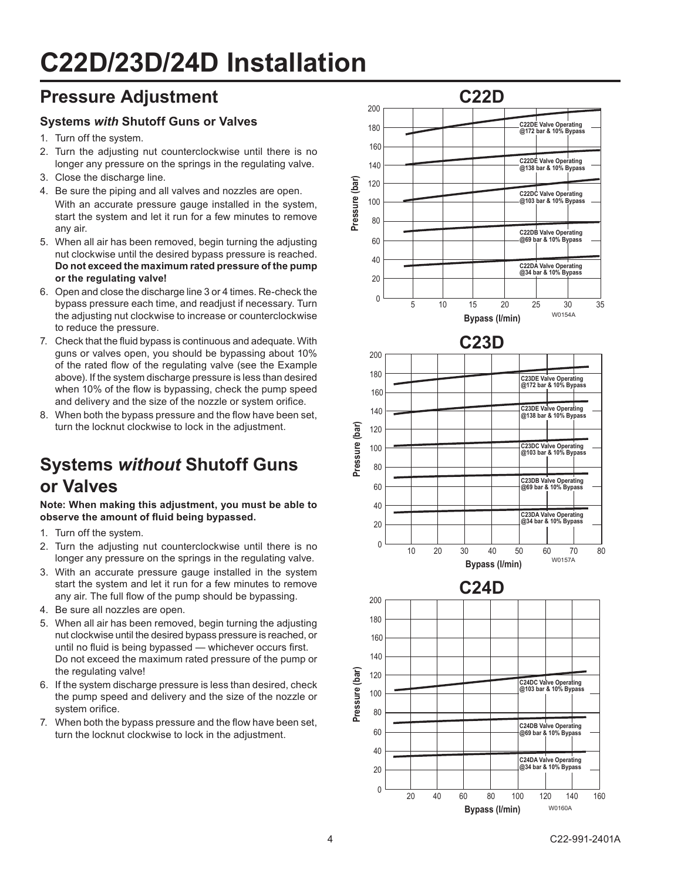# C22D/23D/24D Installation

## Pressure Adjustment

### Systems *with* Shutoff Guns or Valves

1. Turn off the system.
2. Turn the adjusting nut counterclockwise until there is no longer any pressure on the springs in the regulating valve.
3. Close the discharge line.
4. Be sure the piping and all valves and nozzles are open. With an accurate pressure gauge installed in the system, start the system and let it run for a few minutes to remove any air.
5. When all air has been removed, begin turning the adjusting nut clockwise until the desired bypass pressure is reached. **Do not exceed the maximum rated pressure of the pump or the regulating valve!**
6. Open and close the discharge line 3 or 4 times. Re-check the bypass pressure each time, and readjust if necessary. Turn the adjusting nut clockwise to increase or counterclockwise to reduce the pressure.
7. Check that the fluid bypass is continuous and adequate. With guns or valves open, you should be bypassing about 10% of the rated flow of the regulating valve (see the Example above). If the system discharge pressure is less than desired when 10% of the flow is bypassing, check the pump speed and delivery and the size of the nozzle or system orifice.
8. When both the bypass pressure and the flow have been set, turn the locknut clockwise to lock in the adjustment.

## Systems *without* Shutoff Guns or Valves

**Note: When making this adjustment, you must be able to observe the amount of fluid being bypassed.**

1. Turn off the system.
2. Turn the adjusting nut counterclockwise until there is no longer any pressure on the springs in the regulating valve.
3. With an accurate pressure gauge installed in the system start the system and let it run for a few minutes to remove any air. The full flow of the pump should be bypassing.
4. Be sure all nozzles are open.
5. When all air has been removed, begin turning the adjusting nut clockwise until the desired bypass pressure is reached, or until no fluid is being bypassed — whichever occurs first. Do not exceed the maximum rated pressure of the pump or the regulating valve!
6. If the system discharge pressure is less than desired, check the pump speed and delivery and the size of the nozzle or system orifice.
7. When both the bypass pressure and the flow have been set, turn the locknut clockwise to lock in the adjustment.

**C22D**

Pressure (bar) vs. Bypass (l/min)

- C22DE Valve Operating @172 bar & 10% Bypass
- C22DE Valve Operating @138 bar & 10% Bypass
- C22DC Valve Operating @103 bar & 10% Bypass
- C22DB Valve Operating @69 bar & 10% Bypass
- C22DA Valve Operating @34 bar & 10% Bypass

W0154A

**C23D**

Pressure (bar) vs. Bypass (l/min)

- C23DE Valve Operating @172 bar & 10% Bypass
- C23DE Valve Operating @138 bar & 10% Bypass
- C23DC Valve Operating @103 bar & 10% Bypass
- C23DB Valve Operating @69 bar & 10% Bypass
- C23DA Valve Operating @34 bar & 10% Bypass

W0157A

**C24D**

Pressure (bar) vs. Bypass (l/min)

- C24DC Valve Operating @103 bar & 10% Bypass
- C24DB Valve Operating @69 bar & 10% Bypass
- C24DA Valve Operating @34 bar & 10% Bypass

W0160A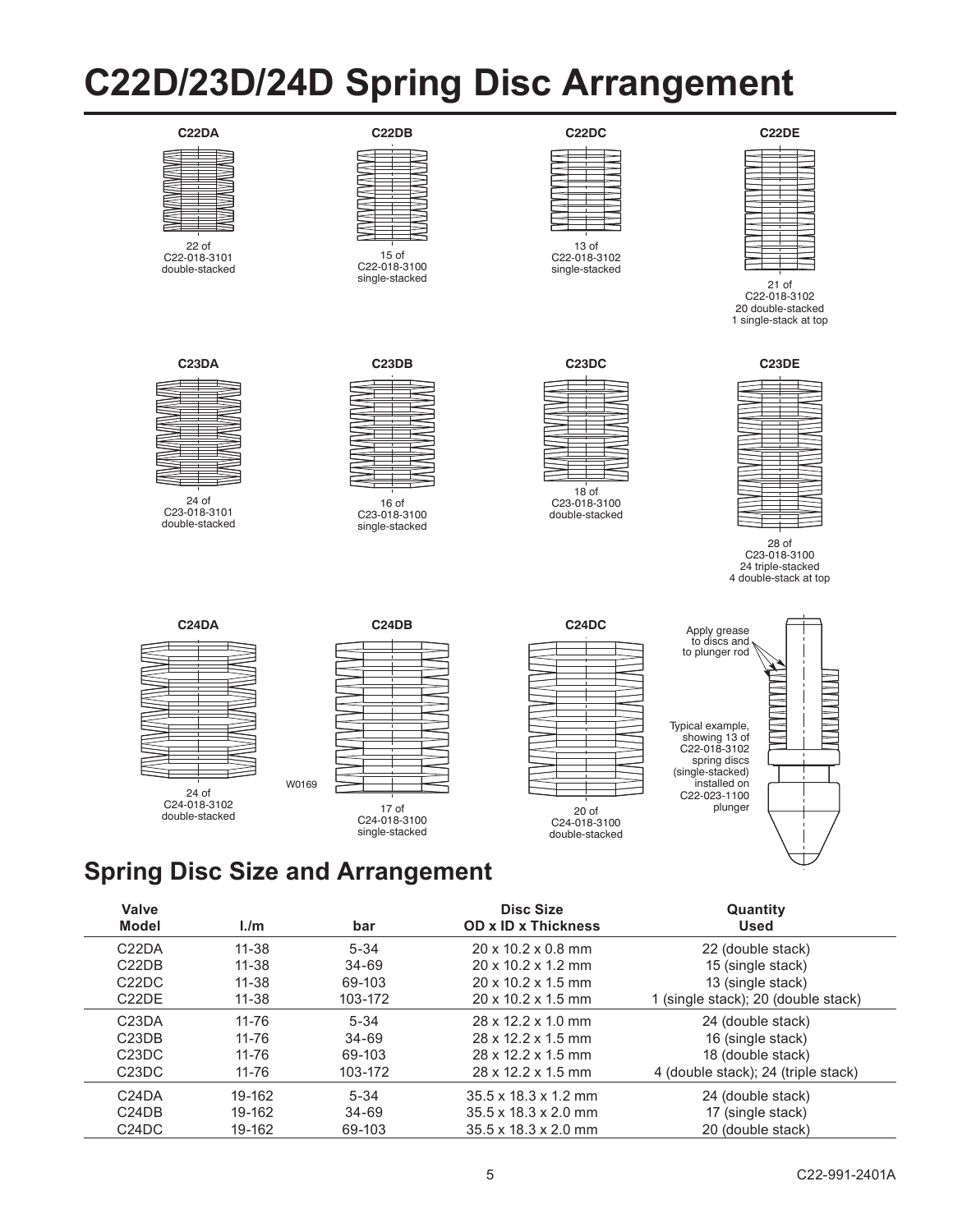# C22D/23D/24D Spring Disc Arrangement

C22DA

22 of
C22-018-3101
double-stacked

C22DB

15 of
C22-018-3100
single-stacked

C22DC

13 of
C22-018-3102
single-stacked

C22DE

21 of
C22-018-3102
20 double-stacked
1 single-stack at top

C23DA

24 of
C23-018-3101
double-stacked

C23DB

16 of
C23-018-3100
single-stacked

C23DC

18 of
C23-018-3100
double-stacked

C23DE

28 of
C23-018-3100
24 triple-stacked
4 double-stack at top

C24DA

24 of
C24-018-3102
double-stacked

C24DB

17 of
C24-018-3100
single-stacked

C24DC

20 of
C24-018-3100
double-stacked

W0169

Apply grease to discs and to plunger rod

Typical example, showing 13 of C22-018-3102 spring discs (single-stacked) installed on C22-023-1100 plunger

## Spring Disc Size and Arrangement

| Valve Model | l./m | bar | Disc Size OD x ID x Thickness | Quantity Used |
|---|---|---|---|---|
| C22DA | 11-38 | 5-34 | 20 x 10.2 x 0.8 mm | 22 (double stack) |
| C22DB | 11-38 | 34-69 | 20 x 10.2 x 1.2 mm | 15 (single stack) |
| C22DC | 11-38 | 69-103 | 20 x 10.2 x 1.5 mm | 13 (single stack) |
| C22DE | 11-38 | 103-172 | 20 x 10.2 x 1.5 mm | 1 (single stack); 20 (double stack) |
| C23DA | 11-76 | 5-34 | 28 x 12.2 x 1.0 mm | 24 (double stack) |
| C23DB | 11-76 | 34-69 | 28 x 12.2 x 1.5 mm | 16 (single stack) |
| C23DC | 11-76 | 69-103 | 28 x 12.2 x 1.5 mm | 18 (double stack) |
| C23DC | 11-76 | 103-172 | 28 x 12.2 x 1.5 mm | 4 (double stack); 24 (triple stack) |
| C24DA | 19-162 | 5-34 | 35.5 x 18.3 x 1.2 mm | 24 (double stack) |
| C24DB | 19-162 | 34-69 | 35.5 x 18.3 x 2.0 mm | 17 (single stack) |
| C24DC | 19-162 | 69-103 | 35.5 x 18.3 x 2.0 mm | 20 (double stack) |